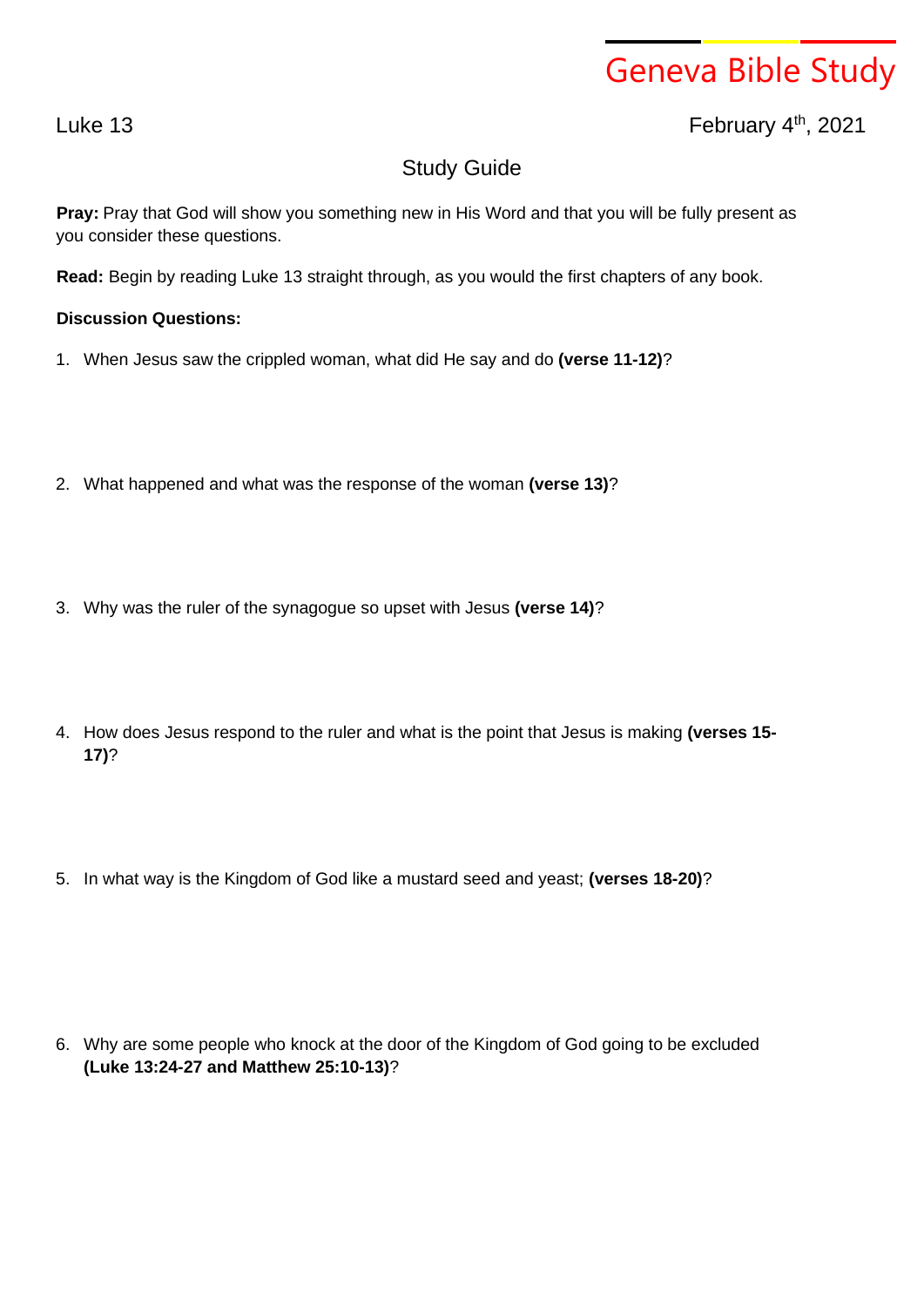# Geneva Bible Study

Luke 13

February 4th, 2021

## Study Guide

**Pray:** Pray that God will show you something new in His Word and that you will be fully present as you consider these questions.

**Read:** Begin by reading Luke 13 straight through, as you would the first chapters of any book.

**Discussion Questions:**

1. When Jesus saw the crippled woman, what did He say and do **(verse 11-12)**?

2. What happened and what was the response of the woman **(verse 13)**?

3. Why was the ruler of the synagogue so upset with Jesus **(verse 14)**?

4. How does Jesus respond to the ruler and what is the point that Jesus is making **(verses 15-17)**?

5. In what way is the Kingdom of God like a mustard seed and yeast; **(verses 18-20)**?

6. Why are some people who knock at the door of the Kingdom of God going to be excluded **(Luke 13:24-27 and Matthew 25:10-13)**?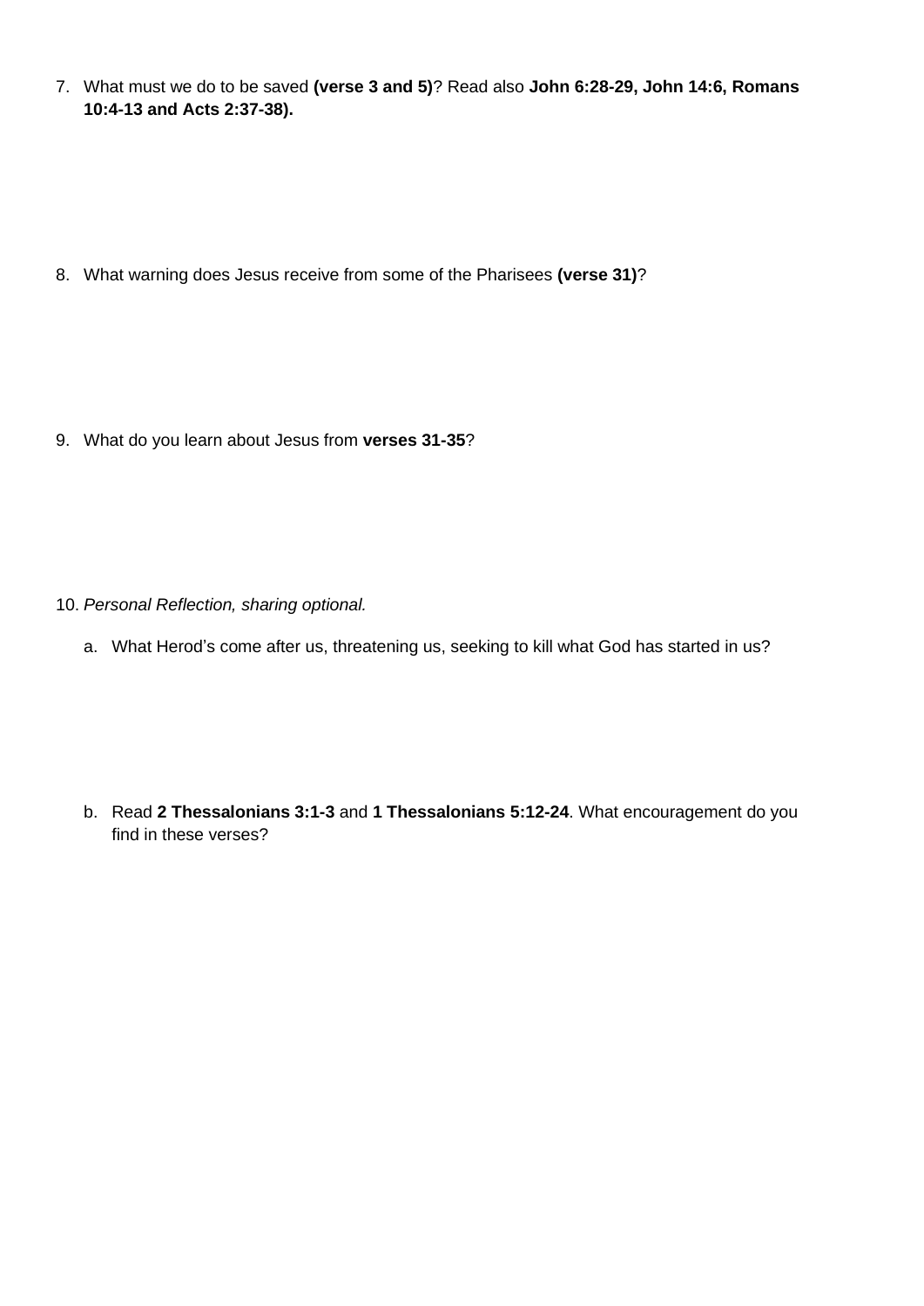7. What must we do to be saved **(verse 3 and 5)**? Read also **John 6:28-29, John 14:6, Romans 10:4-13 and Acts 2:37-38).**

8. What warning does Jesus receive from some of the Pharisees **(verse 31)**?

9. What do you learn about Jesus from **verses 31-35**?

10. *Personal Reflection, sharing optional.*

    a. What Herod's come after us, threatening us, seeking to kill what God has started in us?

    b. Read **2 Thessalonians 3:1-3** and **1 Thessalonians 5:12-24**. What encouragement do you find in these verses?